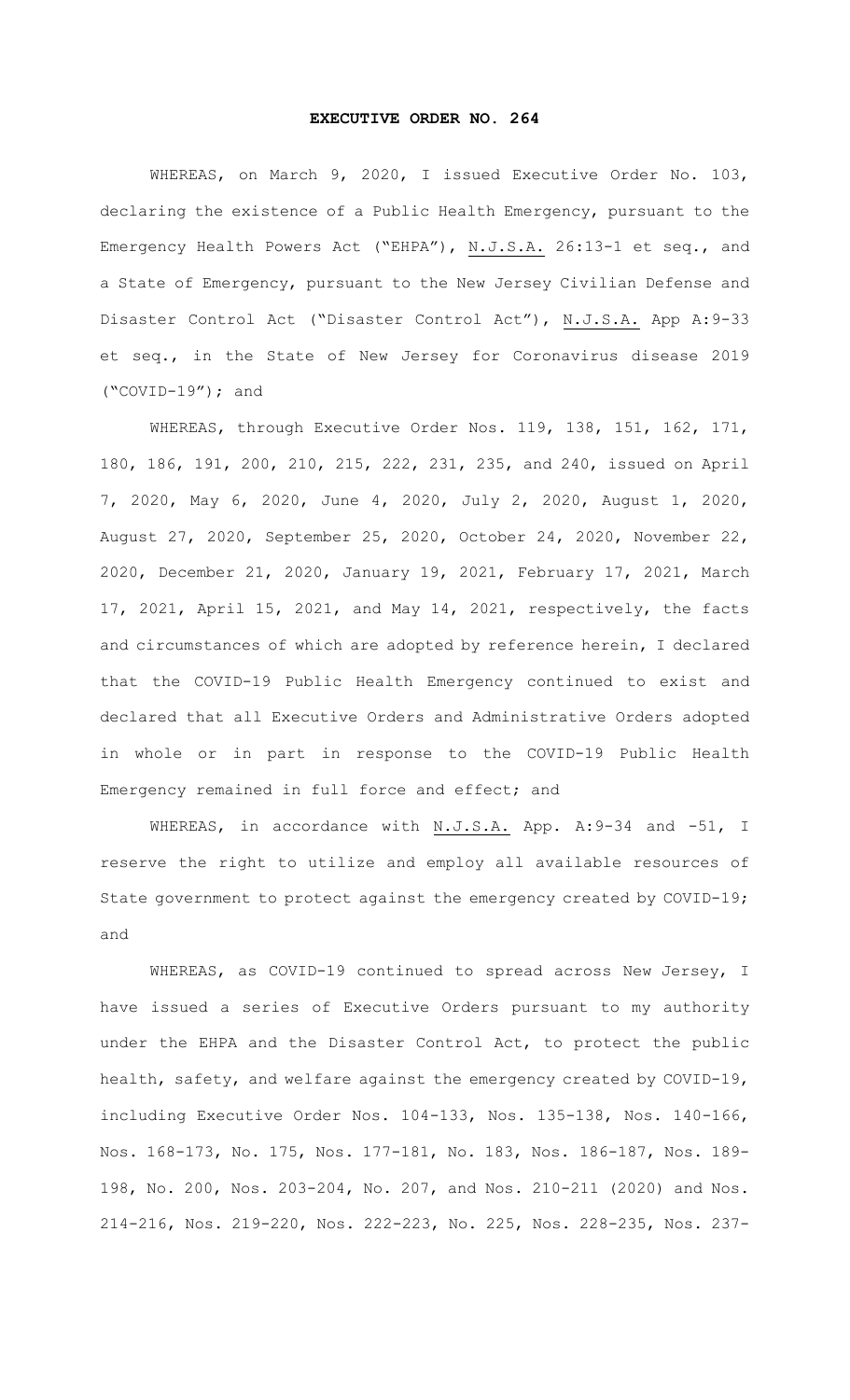# EXECUTIVE ORDER NO. 264

WHEREAS, on March 9, 2020, I issued Executive Order No. 103, declaring the existence of a Public Health Emergency, pursuant to the Emergency Health Powers Act ("EHPA"), N.J.S.A. 26:13-1 et seq., and a State of Emergency, pursuant to the New Jersey Civilian Defense and Disaster Control Act ("Disaster Control Act"), N.J.S.A. App A:9-33 et seq., in the State of New Jersey for Coronavirus disease 2019 ("COVID-19"); and

WHEREAS, through Executive Order Nos. 119, 138, 151, 162, 171, 180, 186, 191, 200, 210, 215, 222, 231, 235, and 240, issued on April 7, 2020, May 6, 2020, June 4, 2020, July 2, 2020, August 1, 2020, August 27, 2020, September 25, 2020, October 24, 2020, November 22, 2020, December 21, 2020, January 19, 2021, February 17, 2021, March 17, 2021, April 15, 2021, and May 14, 2021, respectively, the facts and circumstances of which are adopted by reference herein, I declared that the COVID-19 Public Health Emergency continued to exist and declared that all Executive Orders and Administrative Orders adopted in whole or in part in response to the COVID-19 Public Health Emergency remained in full force and effect; and

WHEREAS, in accordance with N.J.S.A. App. A:9-34 and -51, I reserve the right to utilize and employ all available resources of State government to protect against the emergency created by COVID-19; and

WHEREAS, as COVID-19 continued to spread across New Jersey, I have issued a series of Executive Orders pursuant to my authority under the EHPA and the Disaster Control Act, to protect the public health, safety, and welfare against the emergency created by COVID-19, including Executive Order Nos. 104-133, Nos. 135-138, Nos. 140-166, Nos. 168-173, No. 175, Nos. 177-181, No. 183, Nos. 186-187, Nos. 189-198, No. 200, Nos. 203-204, No. 207, and Nos. 210-211 (2020) and Nos. 214-216, Nos. 219-220, Nos. 222-223, No. 225, Nos. 228-235, Nos. 237-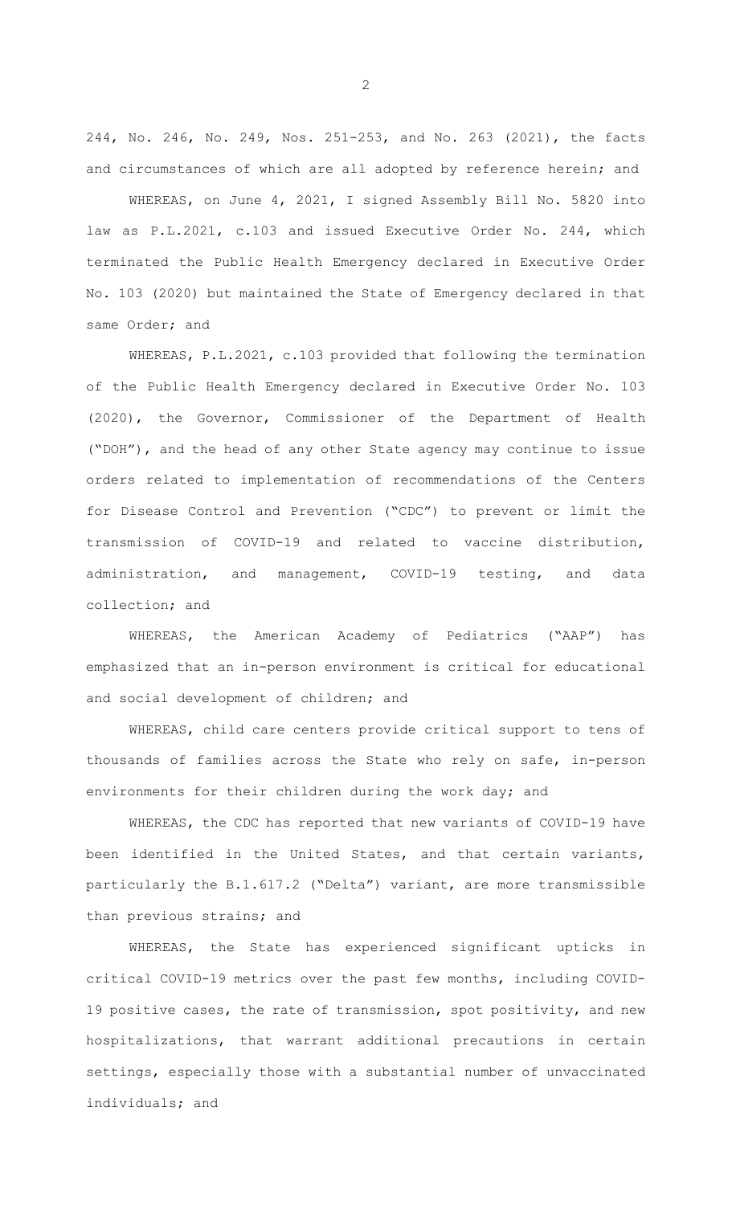244, No. 246, No. 249, Nos. 251-253, and No. 263 (2021), the facts and circumstances of which are all adopted by reference herein; and

WHEREAS, on June 4, 2021, I signed Assembly Bill No. 5820 into law as P.L.2021, c.103 and issued Executive Order No. 244, which terminated the Public Health Emergency declared in Executive Order No. 103 (2020) but maintained the State of Emergency declared in that same Order; and

WHEREAS, P.L.2021, c.103 provided that following the termination of the Public Health Emergency declared in Executive Order No. 103 (2020), the Governor, Commissioner of the Department of Health ("DOH"), and the head of any other State agency may continue to issue orders related to implementation of recommendations of the Centers for Disease Control and Prevention ("CDC") to prevent or limit the transmission of COVID-19 and related to vaccine distribution, administration, and management, COVID-19 testing, and data collection; and

WHEREAS, the American Academy of Pediatrics ("AAP") has emphasized that an in-person environment is critical for educational and social development of children; and

WHEREAS, child care centers provide critical support to tens of thousands of families across the State who rely on safe, in-person environments for their children during the work day; and

WHEREAS, the CDC has reported that new variants of COVID-19 have been identified in the United States, and that certain variants, particularly the B.1.617.2 ("Delta") variant, are more transmissible than previous strains; and

WHEREAS, the State has experienced significant upticks in critical COVID-19 metrics over the past few months, including COVID-19 positive cases, the rate of transmission, spot positivity, and new hospitalizations, that warrant additional precautions in certain settings, especially those with a substantial number of unvaccinated individuals; and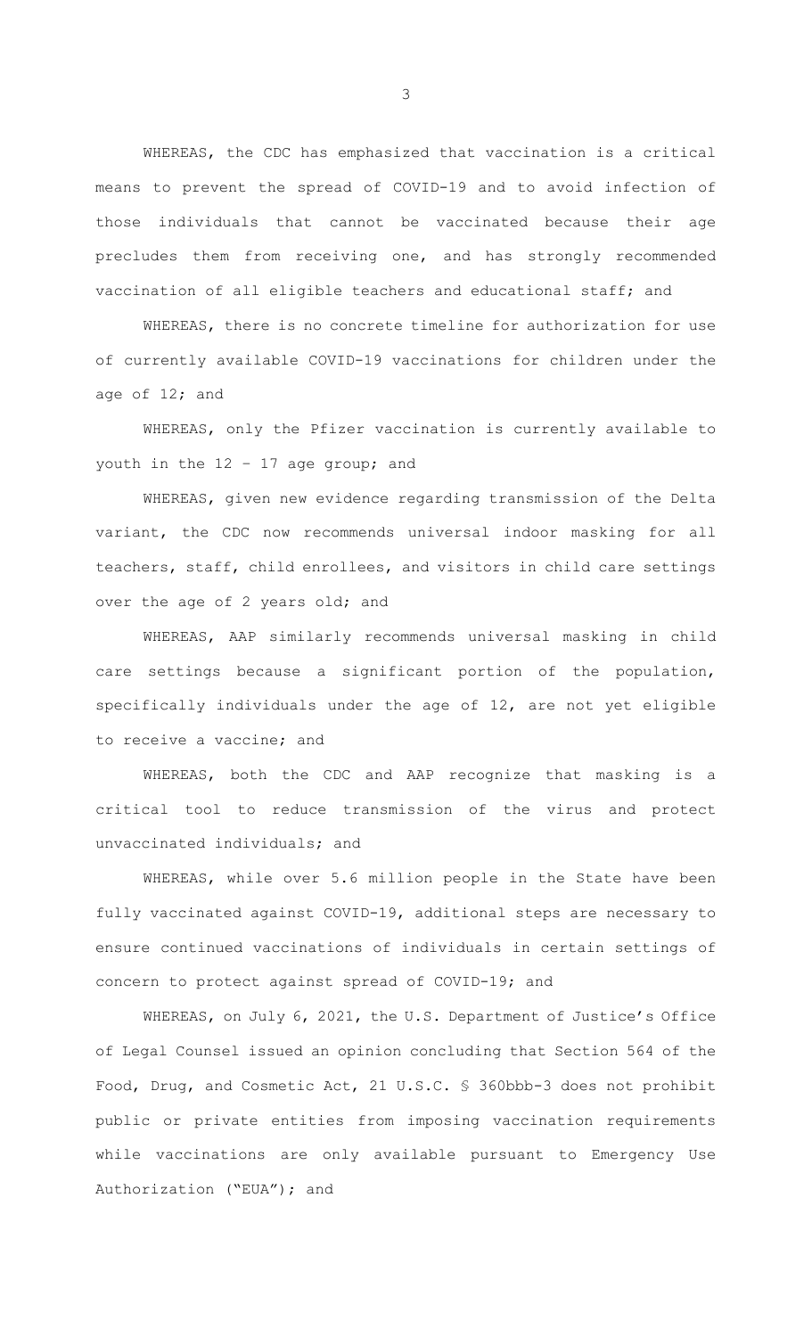WHEREAS, the CDC has emphasized that vaccination is a critical means to prevent the spread of COVID-19 and to avoid infection of those individuals that cannot be vaccinated because their age precludes them from receiving one, and has strongly recommended vaccination of all eligible teachers and educational staff; and

WHEREAS, there is no concrete timeline for authorization for use of currently available COVID-19 vaccinations for children under the age of 12; and

WHEREAS, only the Pfizer vaccination is currently available to youth in the 12 – 17 age group; and

WHEREAS, given new evidence regarding transmission of the Delta variant, the CDC now recommends universal indoor masking for all teachers, staff, child enrollees, and visitors in child care settings over the age of 2 years old; and

WHEREAS, AAP similarly recommends universal masking in child care settings because a significant portion of the population, specifically individuals under the age of 12, are not yet eligible to receive a vaccine; and

WHEREAS, both the CDC and AAP recognize that masking is a critical tool to reduce transmission of the virus and protect unvaccinated individuals; and

WHEREAS, while over 5.6 million people in the State have been fully vaccinated against COVID-19, additional steps are necessary to ensure continued vaccinations of individuals in certain settings of concern to protect against spread of COVID-19; and

WHEREAS, on July 6, 2021, the U.S. Department of Justice's Office of Legal Counsel issued an opinion concluding that Section 564 of the Food, Drug, and Cosmetic Act, 21 U.S.C. § 360bbb-3 does not prohibit public or private entities from imposing vaccination requirements while vaccinations are only available pursuant to Emergency Use Authorization ("EUA"); and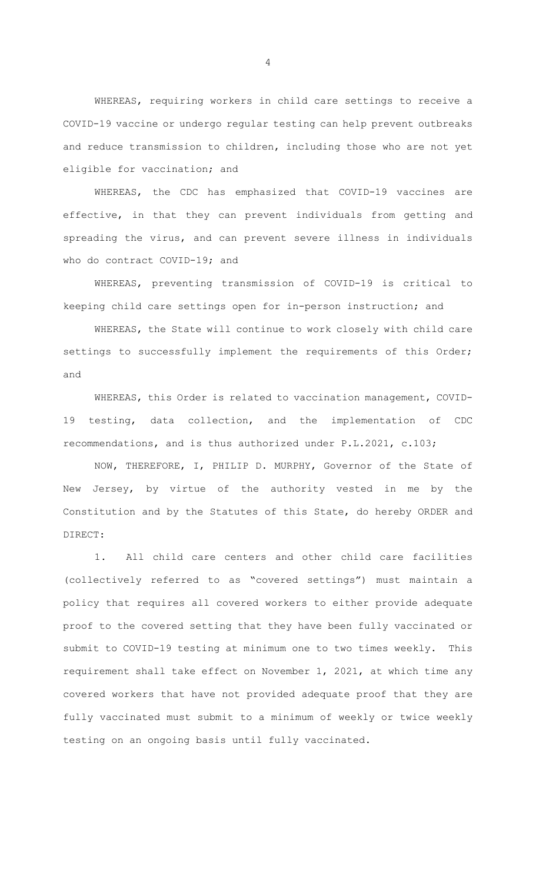WHEREAS, requiring workers in child care settings to receive a COVID-19 vaccine or undergo regular testing can help prevent outbreaks and reduce transmission to children, including those who are not yet eligible for vaccination; and

WHEREAS, the CDC has emphasized that COVID-19 vaccines are effective, in that they can prevent individuals from getting and spreading the virus, and can prevent severe illness in individuals who do contract COVID-19; and

WHEREAS, preventing transmission of COVID-19 is critical to keeping child care settings open for in-person instruction; and

WHEREAS, the State will continue to work closely with child care settings to successfully implement the requirements of this Order; and

WHEREAS, this Order is related to vaccination management, COVID-19 testing, data collection, and the implementation of CDC recommendations, and is thus authorized under P.L.2021, c.103;

NOW, THEREFORE, I, PHILIP D. MURPHY, Governor of the State of New Jersey, by virtue of the authority vested in me by the Constitution and by the Statutes of this State, do hereby ORDER and DIRECT:

1. All child care centers and other child care facilities (collectively referred to as "covered settings") must maintain a policy that requires all covered workers to either provide adequate proof to the covered setting that they have been fully vaccinated or submit to COVID-19 testing at minimum one to two times weekly. This requirement shall take effect on November 1, 2021, at which time any covered workers that have not provided adequate proof that they are fully vaccinated must submit to a minimum of weekly or twice weekly testing on an ongoing basis until fully vaccinated.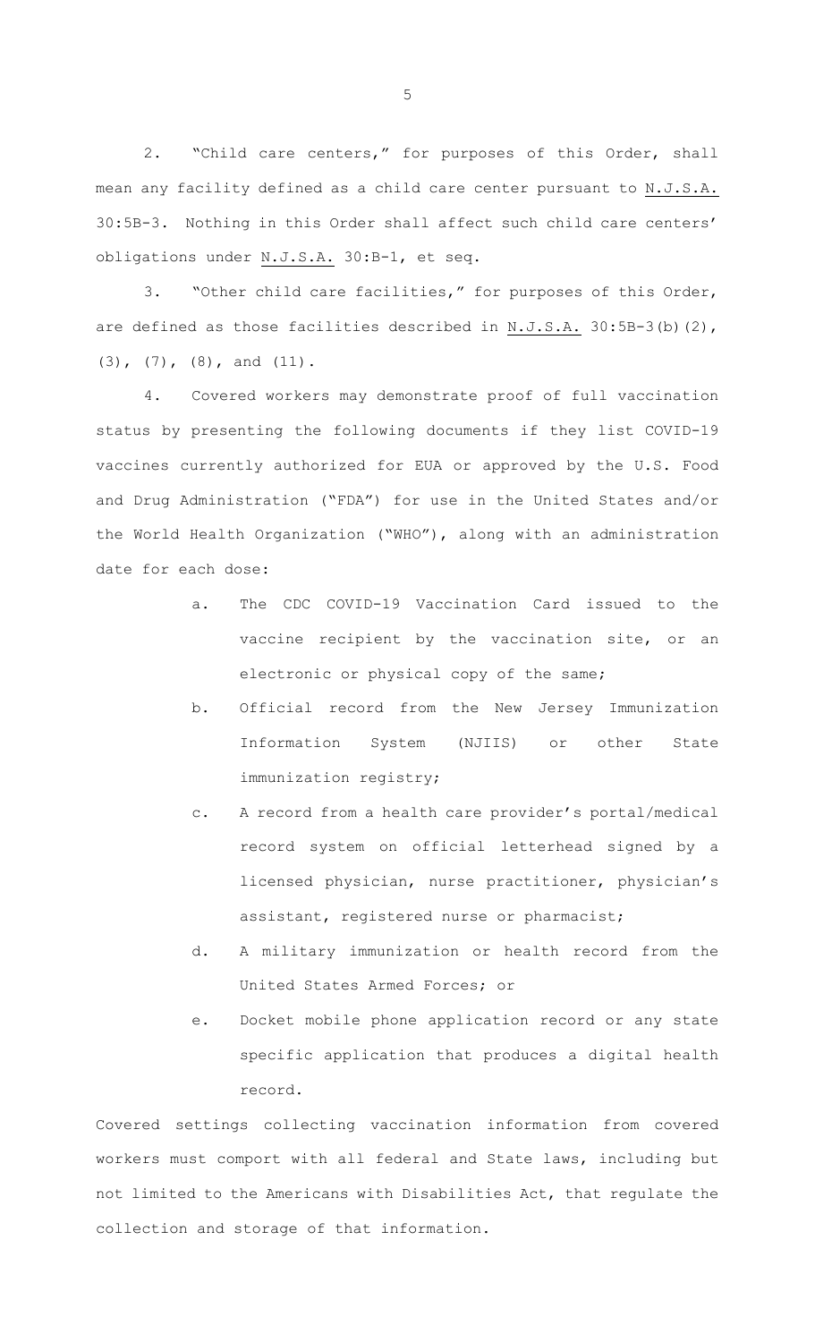2. "Child care centers," for purposes of this Order, shall mean any facility defined as a child care center pursuant to N.J.S.A. 30:5B-3. Nothing in this Order shall affect such child care centers' obligations under N.J.S.A. 30:B-1, et seq.

3. "Other child care facilities," for purposes of this Order, are defined as those facilities described in N.J.S.A. 30:5B-3(b)(2), (3), (7), (8), and (11).

4. Covered workers may demonstrate proof of full vaccination status by presenting the following documents if they list COVID-19 vaccines currently authorized for EUA or approved by the U.S. Food and Drug Administration ("FDA") for use in the United States and/or the World Health Organization ("WHO"), along with an administration date for each dose:

a. The CDC COVID-19 Vaccination Card issued to the vaccine recipient by the vaccination site, or an electronic or physical copy of the same;

b. Official record from the New Jersey Immunization Information System (NJIIS) or other State immunization registry;

c. A record from a health care provider's portal/medical record system on official letterhead signed by a licensed physician, nurse practitioner, physician's assistant, registered nurse or pharmacist;

d. A military immunization or health record from the United States Armed Forces; or

e. Docket mobile phone application record or any state specific application that produces a digital health record.

Covered settings collecting vaccination information from covered workers must comport with all federal and State laws, including but not limited to the Americans with Disabilities Act, that regulate the collection and storage of that information.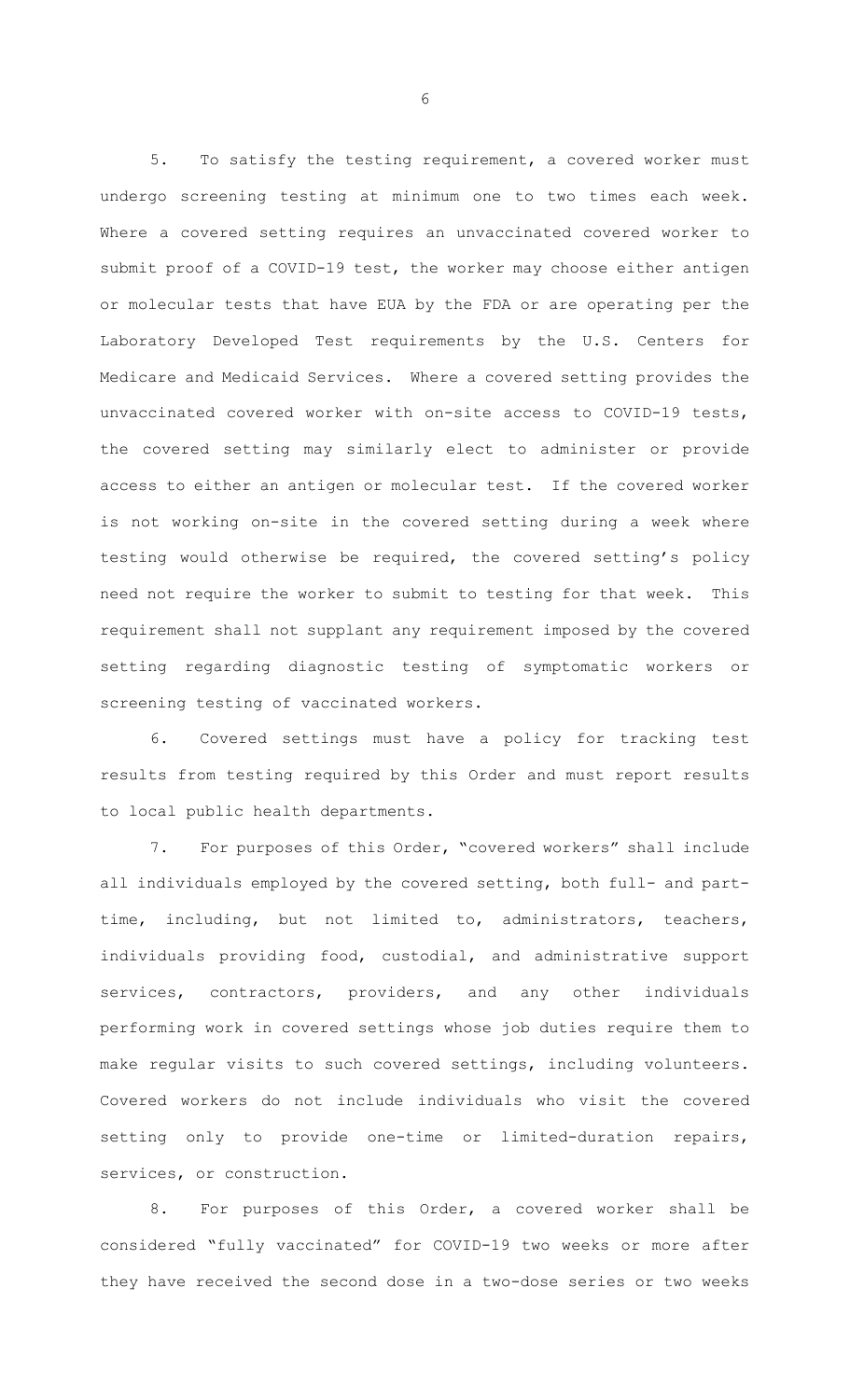5. To satisfy the testing requirement, a covered worker must undergo screening testing at minimum one to two times each week. Where a covered setting requires an unvaccinated covered worker to submit proof of a COVID-19 test, the worker may choose either antigen or molecular tests that have EUA by the FDA or are operating per the Laboratory Developed Test requirements by the U.S. Centers for Medicare and Medicaid Services. Where a covered setting provides the unvaccinated covered worker with on-site access to COVID-19 tests, the covered setting may similarly elect to administer or provide access to either an antigen or molecular test. If the covered worker is not working on-site in the covered setting during a week where testing would otherwise be required, the covered setting's policy need not require the worker to submit to testing for that week. This requirement shall not supplant any requirement imposed by the covered setting regarding diagnostic testing of symptomatic workers or screening testing of vaccinated workers.

6. Covered settings must have a policy for tracking test results from testing required by this Order and must report results to local public health departments.

7. For purposes of this Order, "covered workers" shall include all individuals employed by the covered setting, both full- and part-time, including, but not limited to, administrators, teachers, individuals providing food, custodial, and administrative support services, contractors, providers, and any other individuals performing work in covered settings whose job duties require them to make regular visits to such covered settings, including volunteers. Covered workers do not include individuals who visit the covered setting only to provide one-time or limited-duration repairs, services, or construction.

8. For purposes of this Order, a covered worker shall be considered "fully vaccinated" for COVID-19 two weeks or more after they have received the second dose in a two-dose series or two weeks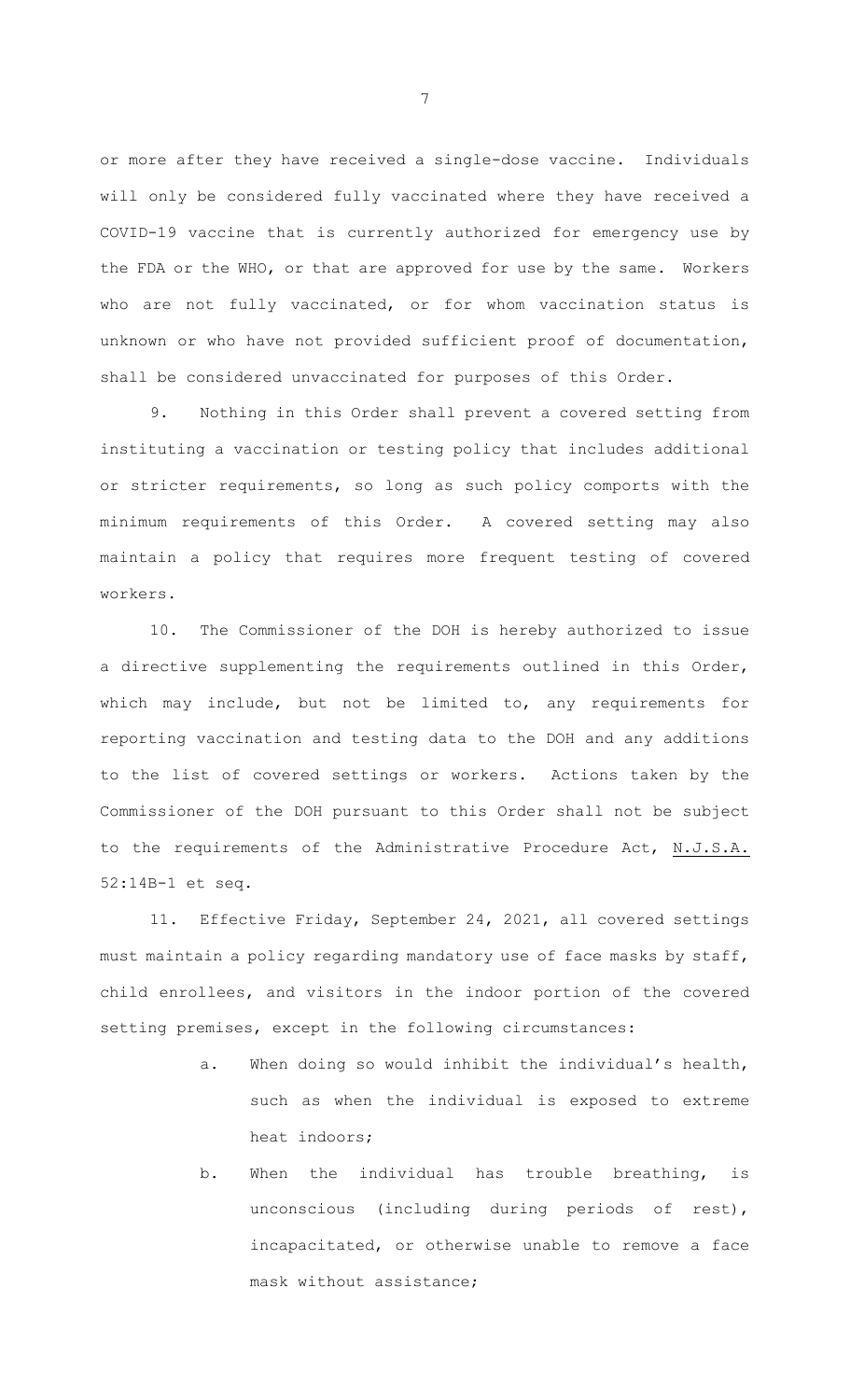or more after they have received a single-dose vaccine. Individuals will only be considered fully vaccinated where they have received a COVID-19 vaccine that is currently authorized for emergency use by the FDA or the WHO, or that are approved for use by the same. Workers who are not fully vaccinated, or for whom vaccination status is unknown or who have not provided sufficient proof of documentation, shall be considered unvaccinated for purposes of this Order.

9. Nothing in this Order shall prevent a covered setting from instituting a vaccination or testing policy that includes additional or stricter requirements, so long as such policy comports with the minimum requirements of this Order. A covered setting may also maintain a policy that requires more frequent testing of covered workers.

10. The Commissioner of the DOH is hereby authorized to issue a directive supplementing the requirements outlined in this Order, which may include, but not be limited to, any requirements for reporting vaccination and testing data to the DOH and any additions to the list of covered settings or workers. Actions taken by the Commissioner of the DOH pursuant to this Order shall not be subject to the requirements of the Administrative Procedure Act, N.J.S.A. 52:14B-1 et seq.

11. Effective Friday, September 24, 2021, all covered settings must maintain a policy regarding mandatory use of face masks by staff, child enrollees, and visitors in the indoor portion of the covered setting premises, except in the following circumstances:

a. When doing so would inhibit the individual's health, such as when the individual is exposed to extreme heat indoors;

b. When the individual has trouble breathing, is unconscious (including during periods of rest), incapacitated, or otherwise unable to remove a face mask without assistance;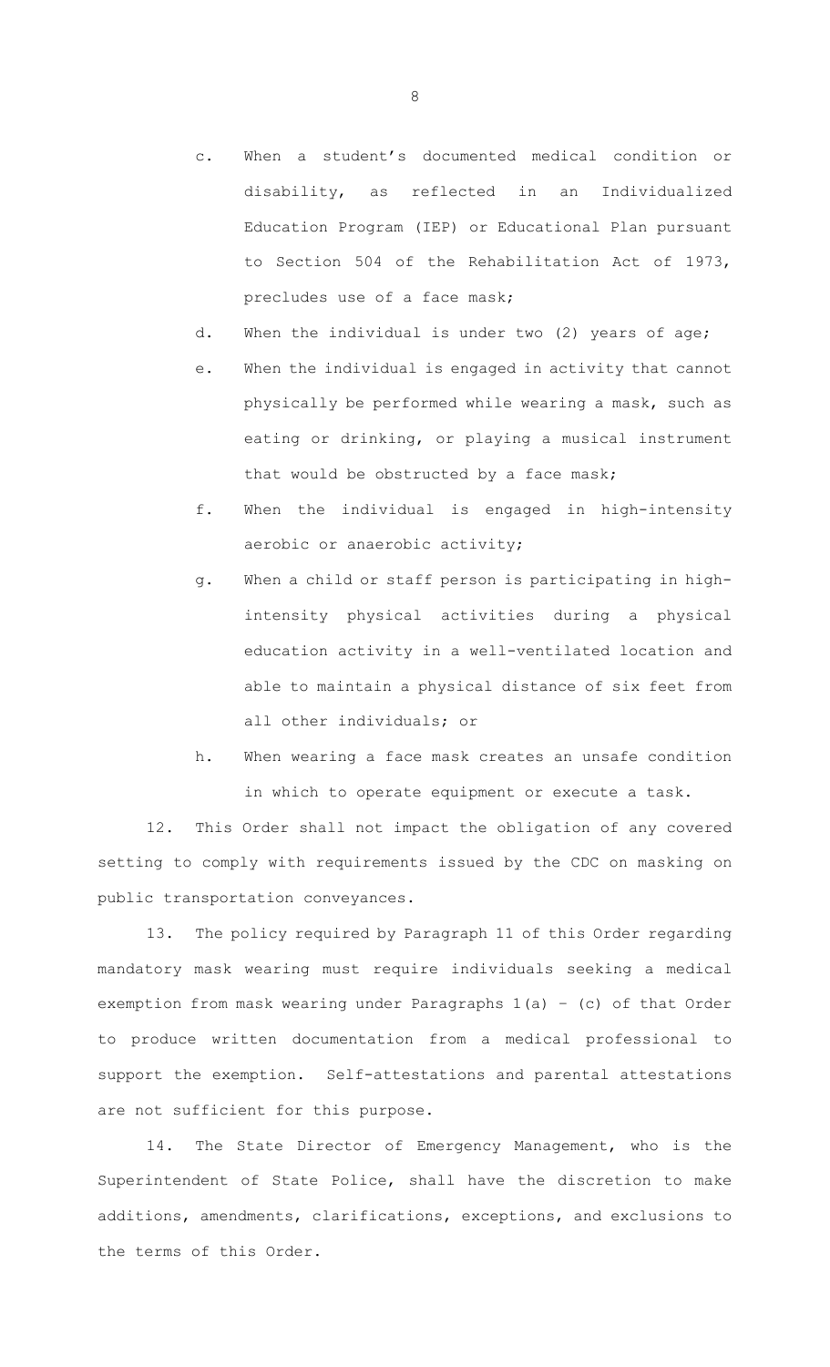c. When a student's documented medical condition or disability, as reflected in an Individualized Education Program (IEP) or Educational Plan pursuant to Section 504 of the Rehabilitation Act of 1973, precludes use of a face mask;

d. When the individual is under two (2) years of age;

e. When the individual is engaged in activity that cannot physically be performed while wearing a mask, such as eating or drinking, or playing a musical instrument that would be obstructed by a face mask;

f. When the individual is engaged in high-intensity aerobic or anaerobic activity;

g. When a child or staff person is participating in high-intensity physical activities during a physical education activity in a well-ventilated location and able to maintain a physical distance of six feet from all other individuals; or

h. When wearing a face mask creates an unsafe condition in which to operate equipment or execute a task.

12. This Order shall not impact the obligation of any covered setting to comply with requirements issued by the CDC on masking on public transportation conveyances.

13. The policy required by Paragraph 11 of this Order regarding mandatory mask wearing must require individuals seeking a medical exemption from mask wearing under Paragraphs 1(a) – (c) of that Order to produce written documentation from a medical professional to support the exemption. Self-attestations and parental attestations are not sufficient for this purpose.

14. The State Director of Emergency Management, who is the Superintendent of State Police, shall have the discretion to make additions, amendments, clarifications, exceptions, and exclusions to the terms of this Order.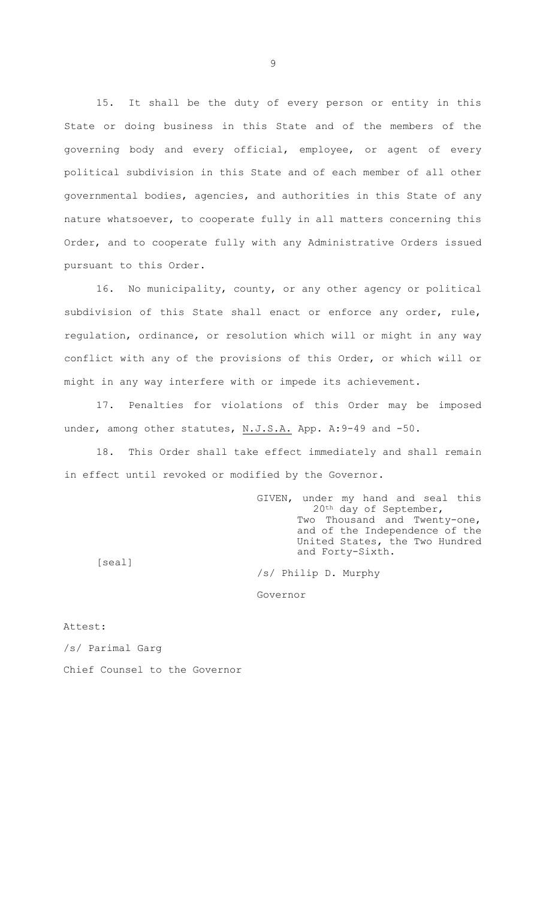15. It shall be the duty of every person or entity in this State or doing business in this State and of the members of the governing body and every official, employee, or agent of every political subdivision in this State and of each member of all other governmental bodies, agencies, and authorities in this State of any nature whatsoever, to cooperate fully in all matters concerning this Order, and to cooperate fully with any Administrative Orders issued pursuant to this Order.

16. No municipality, county, or any other agency or political subdivision of this State shall enact or enforce any order, rule, regulation, ordinance, or resolution which will or might in any way conflict with any of the provisions of this Order, or which will or might in any way interfere with or impede its achievement.

17. Penalties for violations of this Order may be imposed under, among other statutes, N.J.S.A. App. A:9-49 and -50.

18. This Order shall take effect immediately and shall remain in effect until revoked or modified by the Governor.

GIVEN, under my hand and seal this 20th day of September, Two Thousand and Twenty-one, and of the Independence of the United States, the Two Hundred and Forty-Sixth.

[seal]

/s/ Philip D. Murphy

Governor

Attest:

/s/ Parimal Garg

Chief Counsel to the Governor